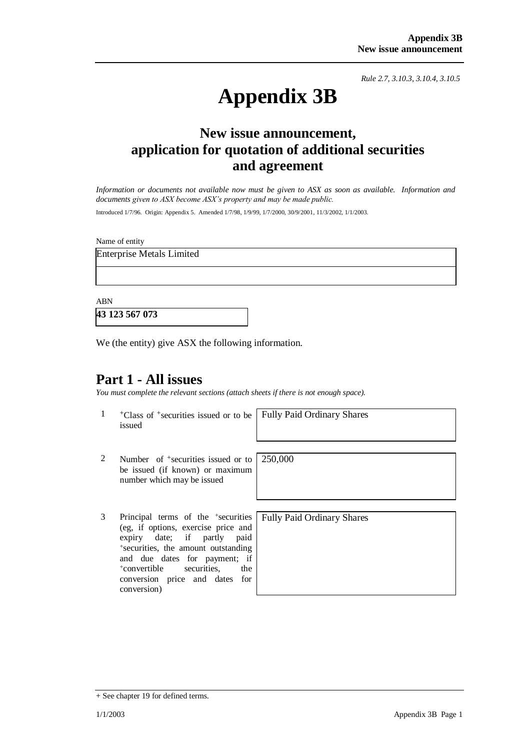*Rule 2.7, 3.10.3, 3.10.4, 3.10.5*

# Appendix 3B

## New issue announcement, application for quotation of additional securities and agreement

*Information or documents not available now must be given to ASX as soon as available. Information and documents given to ASX become ASX's property and may be made public.*

Introduced 1/7/96. Origin: Appendix 5. Amended 1/7/98, 1/9/99, 1/7/2000, 30/9/2001, 11/3/2002, 1/1/2003.

Name of entity

| Enterprise Metals Limited |
|---|
| |

ABN

| **43 123 567 073** |
|---|

We (the entity) give ASX the following information.

## Part 1 - All issues

*You must complete the relevant sections (attach sheets if there is not enough space).*

| | | |
|---|---|---|
| 1 | +Class of +securities issued or to be issued | Fully Paid Ordinary Shares |
| 2 | Number of +securities issued or to be issued (if known) or maximum number which may be issued | 250,000 |
| 3 | Principal terms of the +securities (eg, if options, exercise price and expiry date; if partly paid +securities, the amount outstanding and due dates for payment; if +convertible securities, the conversion price and dates for conversion) | Fully Paid Ordinary Shares |

+ See chapter 19 for defined terms.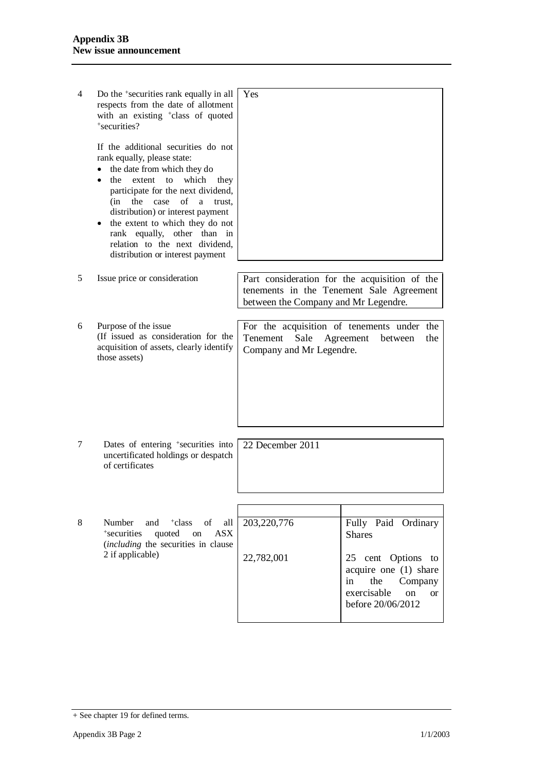| | | |
|---|---|---|
| 4 | Do the +securities rank equally in all respects from the date of allotment with an existing +class of quoted +securities?<br><br>If the additional securities do not rank equally, please state:<br>• the date from which they do<br>• the extent to which they participate for the next dividend, (in the case of a trust, distribution) or interest payment<br>• the extent to which they do not rank equally, other than in relation to the next dividend, distribution or interest payment | Yes |
| 5 | Issue price or consideration | Part consideration for the acquisition of the tenements in the Tenement Sale Agreement between the Company and Mr Legendre. |
| 6 | Purpose of the issue<br>(If issued as consideration for the acquisition of assets, clearly identify those assets) | For the acquisition of tenements under the Tenement Sale Agreement between the Company and Mr Legendre. |
| 7 | Dates of entering +securities into uncertificated holdings or despatch of certificates | 22 December 2011 |

| | | Number | +Class |
|---|---|---|---|
| 8 | Number and +class of all +securities quoted on ASX (*including* the securities in clause 2 if applicable) | 203,220,776 | Fully Paid Ordinary Shares |
| | | 22,782,001 | 25 cent Options to acquire one (1) share in the Company exercisable on or before 20/06/2012 |

+ See chapter 19 for defined terms.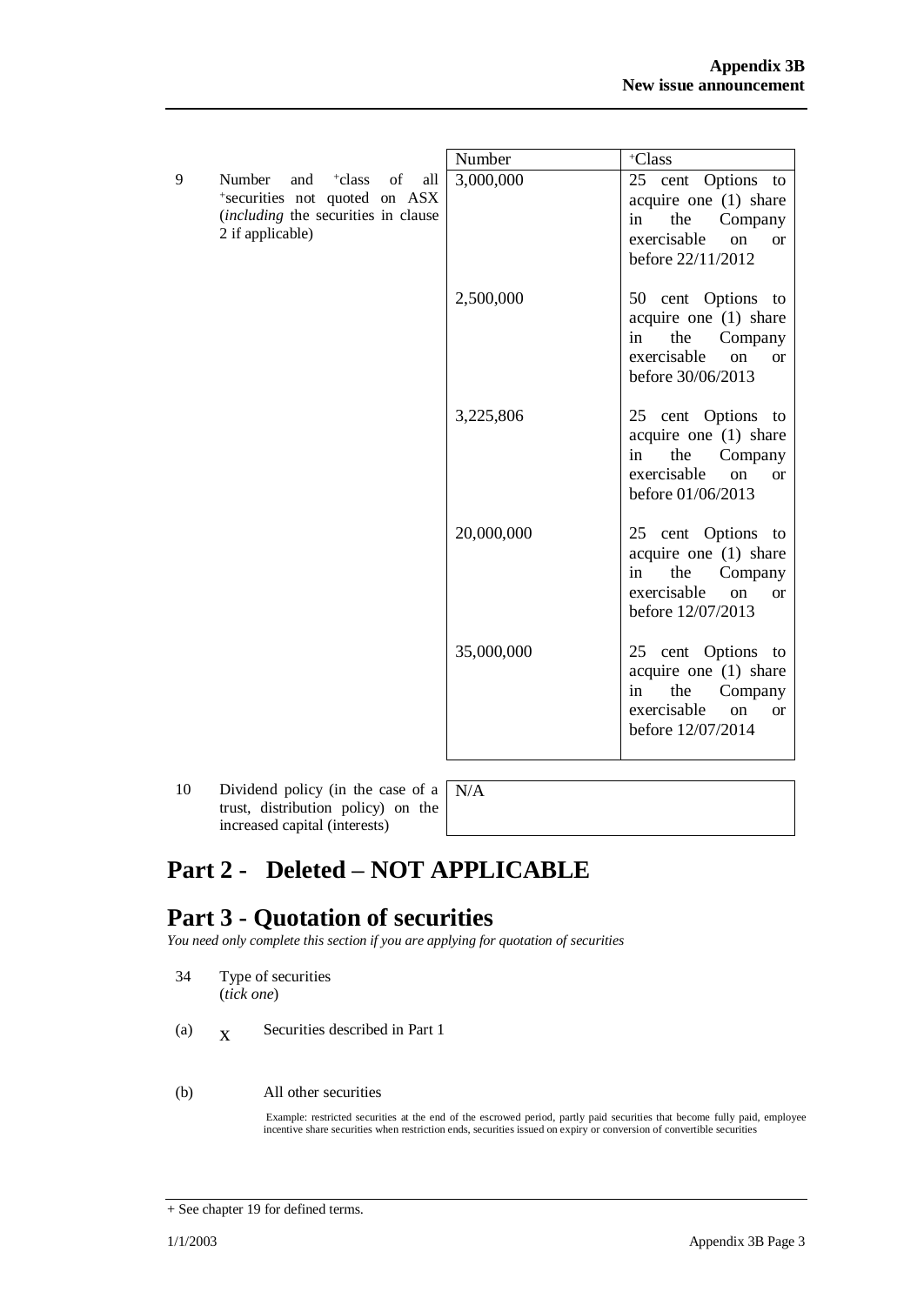| | | Number | +Class |
|---|---|---|---|
| 9 | Number and +class of all +securities not quoted on ASX (*including* the securities in clause 2 if applicable) | 3,000,000 | 25 cent Options to acquire one (1) share in the Company exercisable on or before 22/11/2012 |
| | | 2,500,000 | 50 cent Options to acquire one (1) share in the Company exercisable on or before 30/06/2013 |
| | | 3,225,806 | 25 cent Options to acquire one (1) share in the Company exercisable on or before 01/06/2013 |
| | | 20,000,000 | 25 cent Options to acquire one (1) share in the Company exercisable on or before 12/07/2013 |
| | | 35,000,000 | 25 cent Options to acquire one (1) share in the Company exercisable on or before 12/07/2014 |

| | | |
|---|---|---|
| 10 | Dividend policy (in the case of a trust, distribution policy) on the increased capital (interests) | N/A |

# Part 2 - Deleted – NOT APPLICABLE

# Part 3 - Quotation of securities

*You need only complete this section if you are applying for quotation of securities*

34 Type of securities
(*tick one*)

(a) X Securities described in Part 1

(b) All other securities

Example: restricted securities at the end of the escrowed period, partly paid securities that become fully paid, employee incentive share securities when restriction ends, securities issued on expiry or conversion of convertible securities

+ See chapter 19 for defined terms.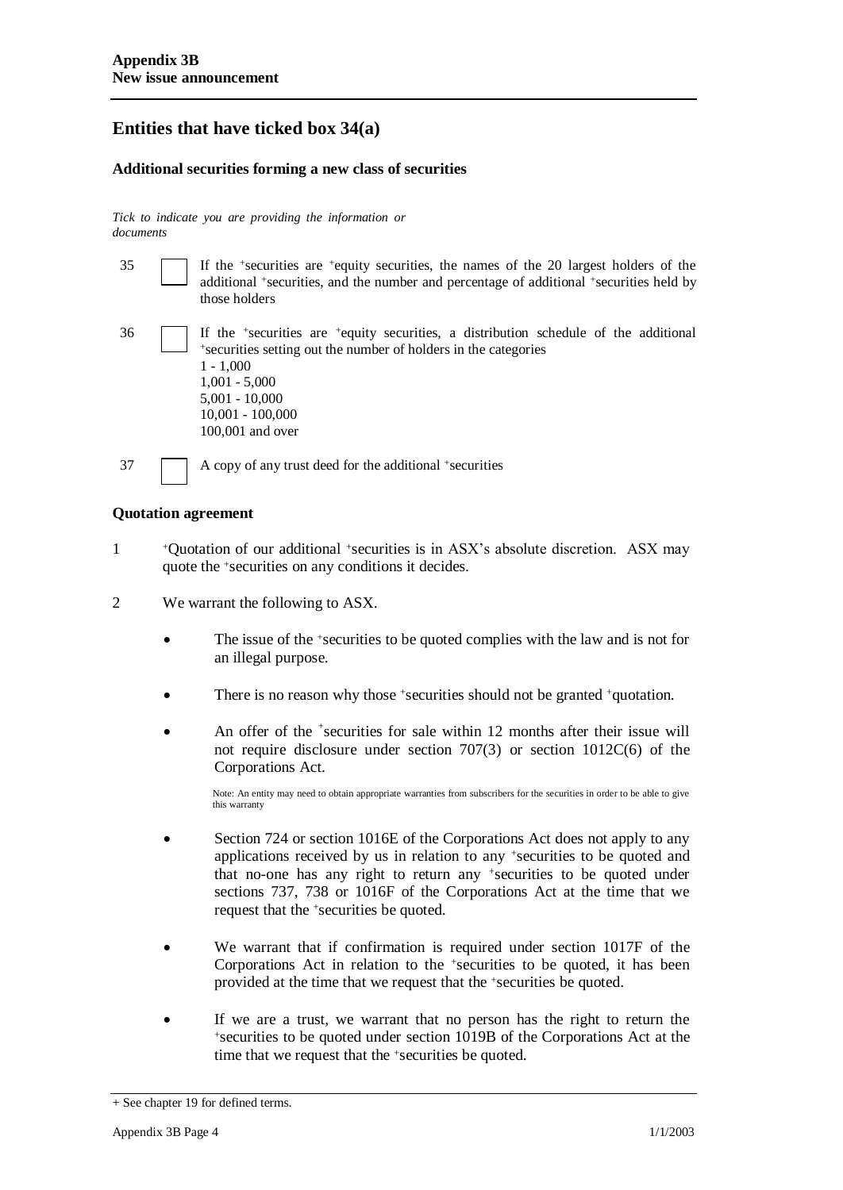## Entities that have ticked box 34(a)

### Additional securities forming a new class of securities

*Tick to indicate you are providing the information or documents*

35 ☐ If the +securities are +equity securities, the names of the 20 largest holders of the additional +securities, and the number and percentage of additional +securities held by those holders

36 ☐ If the +securities are +equity securities, a distribution schedule of the additional +securities setting out the number of holders in the categories
1 - 1,000
1,001 - 5,000
5,001 - 10,000
10,001 - 100,000
100,001 and over

37 ☐ A copy of any trust deed for the additional +securities

### Quotation agreement

1 +Quotation of our additional +securities is in ASX's absolute discretion. ASX may quote the +securities on any conditions it decides.

2 We warrant the following to ASX.

- The issue of the +securities to be quoted complies with the law and is not for an illegal purpose.
- There is no reason why those +securities should not be granted +quotation.
- An offer of the +securities for sale within 12 months after their issue will not require disclosure under section 707(3) or section 1012C(6) of the Corporations Act.

  Note: An entity may need to obtain appropriate warranties from subscribers for the securities in order to be able to give this warranty

- Section 724 or section 1016E of the Corporations Act does not apply to any applications received by us in relation to any +securities to be quoted and that no-one has any right to return any +securities to be quoted under sections 737, 738 or 1016F of the Corporations Act at the time that we request that the +securities be quoted.
- We warrant that if confirmation is required under section 1017F of the Corporations Act in relation to the +securities to be quoted, it has been provided at the time that we request that the +securities be quoted.
- If we are a trust, we warrant that no person has the right to return the +securities to be quoted under section 1019B of the Corporations Act at the time that we request that the +securities be quoted.

+ See chapter 19 for defined terms.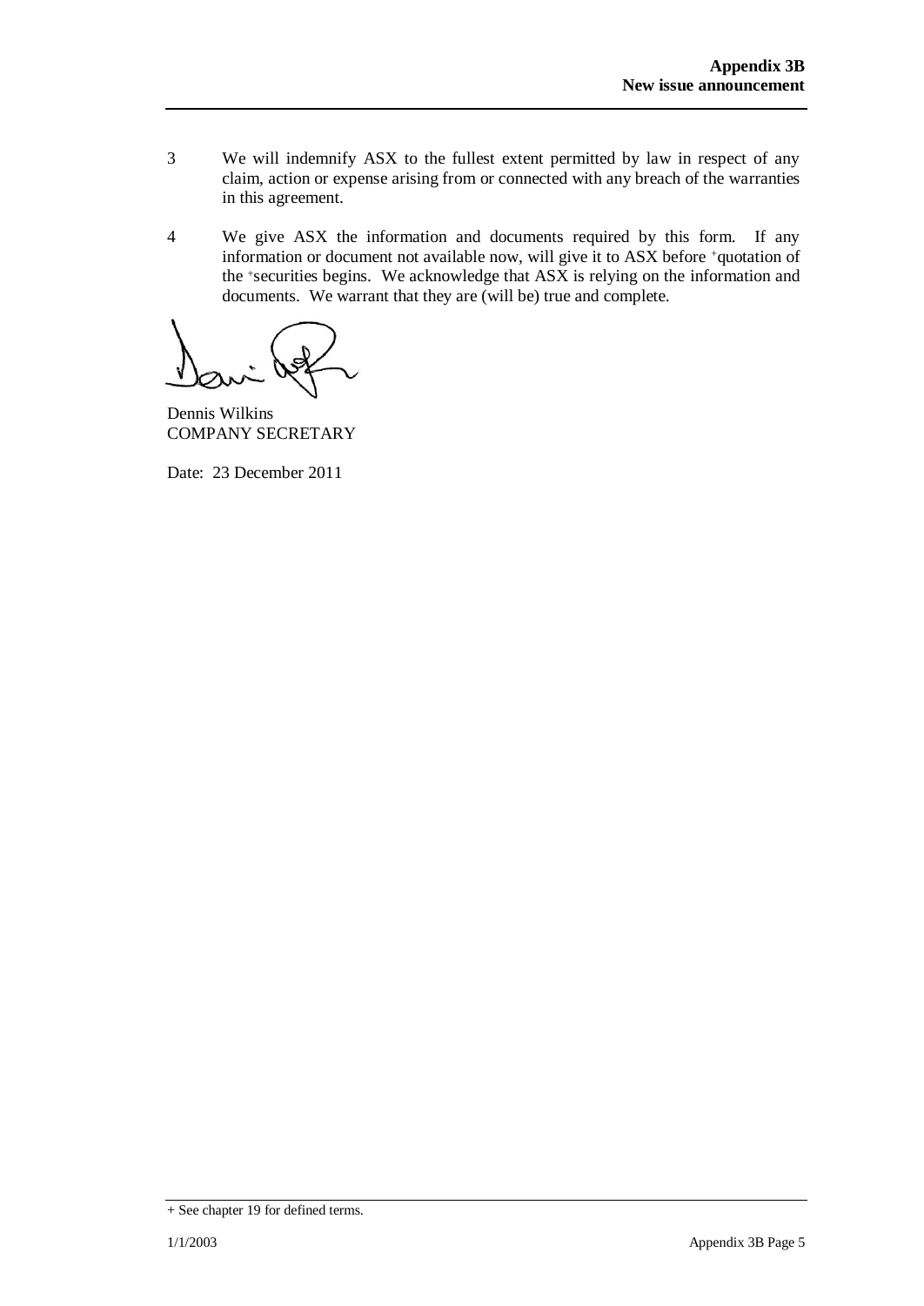3 We will indemnify ASX to the fullest extent permitted by law in respect of any claim, action or expense arising from or connected with any breach of the warranties in this agreement.

4 We give ASX the information and documents required by this form. If any information or document not available now, will give it to ASX before +quotation of the +securities begins. We acknowledge that ASX is relying on the information and documents. We warrant that they are (will be) true and complete.

Dennis Wilkins
COMPANY SECRETARY

Date: 23 December 2011

+ See chapter 19 for defined terms.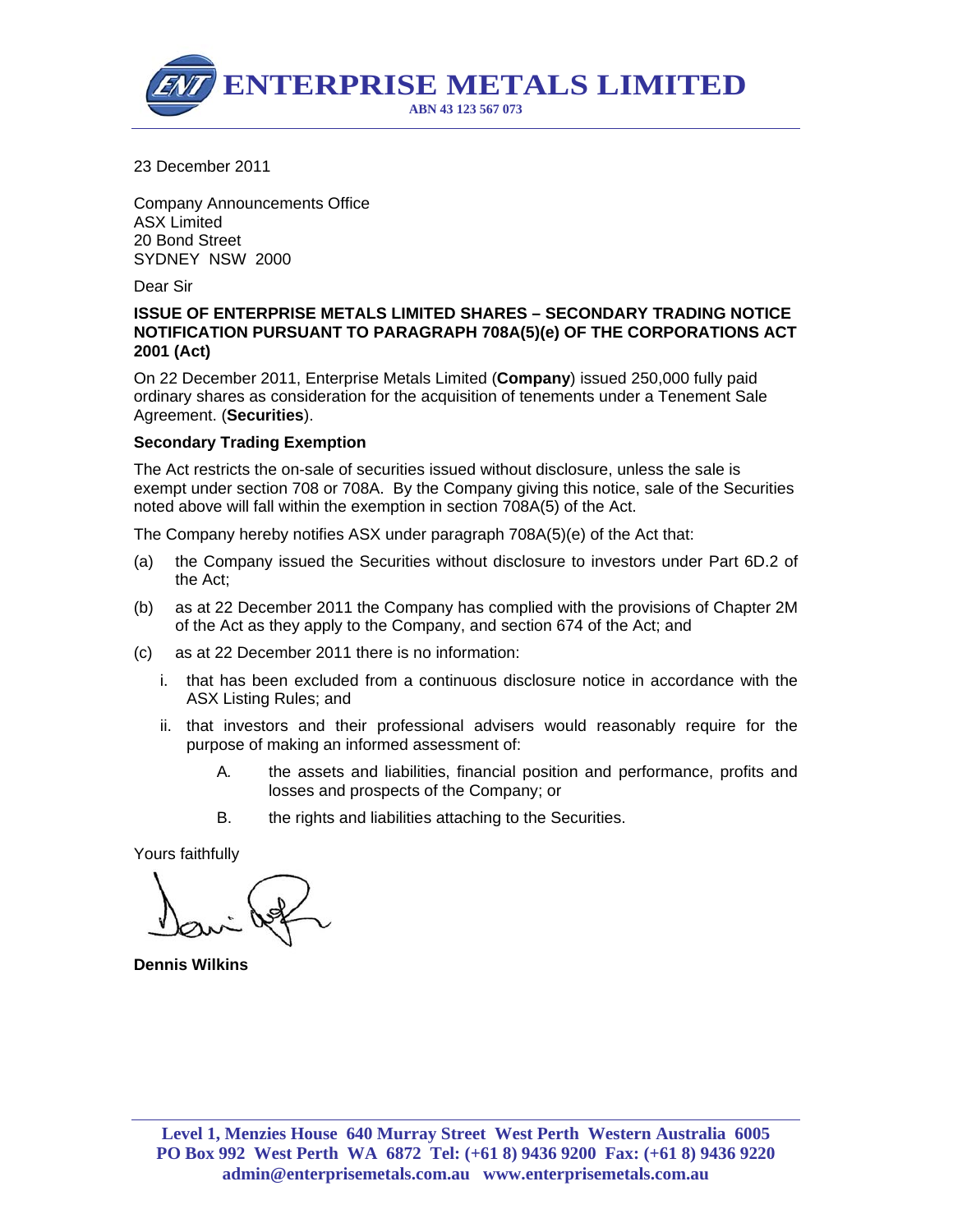# ENTERPRISE METALS LIMITED

ABN 43 123 567 073

23 December 2011

Company Announcements Office
ASX Limited
20 Bond Street
SYDNEY NSW 2000

Dear Sir

**ISSUE OF ENTERPRISE METALS LIMITED SHARES – SECONDARY TRADING NOTICE NOTIFICATION PURSUANT TO PARAGRAPH 708A(5)(e) OF THE CORPORATIONS ACT 2001 (Act)**

On 22 December 2011, Enterprise Metals Limited (**Company**) issued 250,000 fully paid ordinary shares as consideration for the acquisition of tenements under a Tenement Sale Agreement. (**Securities**).

**Secondary Trading Exemption**

The Act restricts the on-sale of securities issued without disclosure, unless the sale is exempt under section 708 or 708A. By the Company giving this notice, sale of the Securities noted above will fall within the exemption in section 708A(5) of the Act.

The Company hereby notifies ASX under paragraph 708A(5)(e) of the Act that:

(a) the Company issued the Securities without disclosure to investors under Part 6D.2 of the Act;

(b) as at 22 December 2011 the Company has complied with the provisions of Chapter 2M of the Act as they apply to the Company, and section 674 of the Act; and

(c) as at 22 December 2011 there is no information:

  i. that has been excluded from a continuous disclosure notice in accordance with the ASX Listing Rules; and

  ii. that investors and their professional advisers would reasonably require for the purpose of making an informed assessment of:

    A. the assets and liabilities, financial position and performance, profits and losses and prospects of the Company; or

    B. the rights and liabilities attaching to the Securities.

Yours faithfully

**Dennis Wilkins**

Level 1, Menzies House 640 Murray Street West Perth Western Australia 6005
PO Box 992 West Perth WA 6872 Tel: (+61 8) 9436 9200 Fax: (+61 8) 9436 9220
admin@enterprisemetals.com.au www.enterprisemetals.com.au